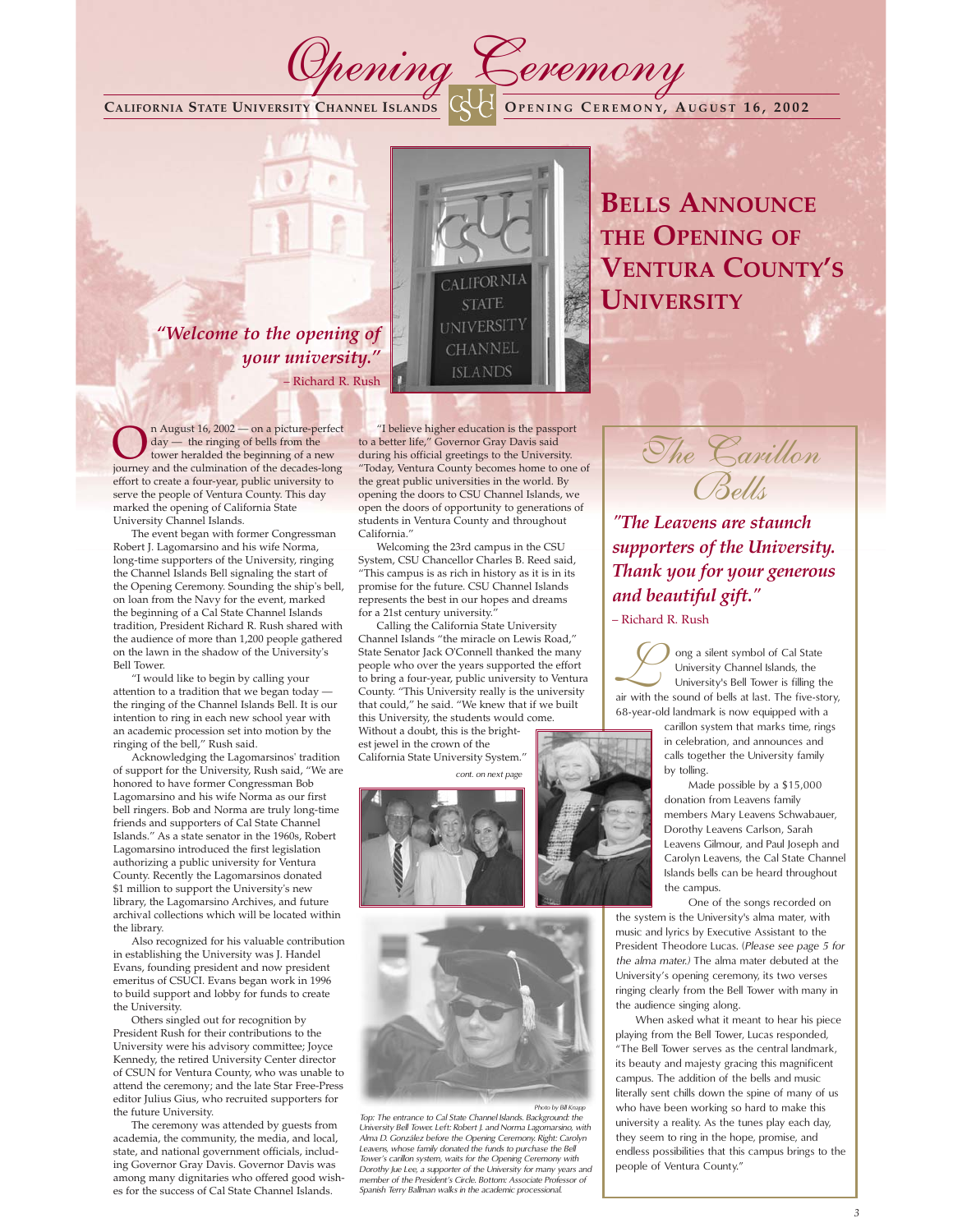# Opening Ceremony

CALIFORNIA STATE UNIVERSITY CHANNEL ISLANDS — OPENING CEREMONY, AUGUST 16, 2002

## Bells Announce the Opening of Ventura County's University

*"Welcome to the opening of your university."*
– Richard R. Rush

On August 16, 2002 — on a picture-perfect day — the ringing of bells from the tower heralded the beginning of a new journey and the culmination of the decades-long effort to create a four-year, public university to serve the people of Ventura County. This day marked the opening of California State University Channel Islands.

The event began with former Congressman Robert J. Lagomarsino and his wife Norma, long-time supporters of the University, ringing the Channel Islands Bell signaling the start of the Opening Ceremony. Sounding the ship's bell, on loan from the Navy for the event, marked the beginning of a Cal State Channel Islands tradition, President Richard R. Rush shared with the audience of more than 1,200 people gathered on the lawn in the shadow of the University's Bell Tower.

"I would like to begin by calling your attention to a tradition that we began today — the ringing of the Channel Islands Bell. It is our intention to ring in each new school year with an academic procession set into motion by the ringing of the bell," Rush said.

Acknowledging the Lagomarsinos' tradition of support for the University, Rush said, "We are honored to have former Congressman Bob Lagomarsino and his wife Norma as our first bell ringers. Bob and Norma are truly long-time friends and supporters of Cal State Channel Islands." As a state senator in the 1960s, Robert Lagomarsino introduced the first legislation authorizing a public university for Ventura County. Recently the Lagomarsinos donated $1 million to support the University's new library, the Lagomarsino Archives, and future archival collections which will be located within the library.

Also recognized for his valuable contribution in establishing the University was J. Handel Evans, founding president and now president emeritus of CSUCI. Evans began work in 1996 to build support and lobby for funds to create the University.

Others singled out for recognition by President Rush for their contributions to the University were his advisory committee; Joyce Kennedy, the retired University Center director of CSUN for Ventura County, who was unable to attend the ceremony; and the late Star Free-Press editor Julius Gius, who recruited supporters for the future University.

The ceremony was attended by guests from academia, the community, the media, and local, state, and national government officials, including Governor Gray Davis. Governor Davis was among many dignitaries who offered good wishes for the success of Cal State Channel Islands.

"I believe higher education is the passport to a better life," Governor Gray Davis said during his official greetings to the University. "Today, Ventura County becomes home to one of the great public universities in the world. By opening the doors to CSU Channel Islands, we open the doors of opportunity to generations of students in Ventura County and throughout California."

Welcoming the 23rd campus in the CSU System, CSU Chancellor Charles B. Reed said, "This campus is as rich in history as it is in its promise for the future. CSU Channel Islands represents the best in our hopes and dreams for a 21st century university."

Calling the California State University Channel Islands "the miracle on Lewis Road," State Senator Jack O'Connell thanked the many people who over the years supported the effort to bring a four-year, public university to Ventura County. "This University really is the university that could," he said. "We knew that if we built this University, the students would come. Without a doubt, this is the brightest jewel in the crown of the California State University System."

*cont. on next page*

Photo by Bill Knapp

*Top: The entrance to Cal State Channel Islands. Background: the University Bell Tower. Left: Robert J. and Norma Lagomarsino, with Alma D. González before the Opening Ceremony. Right: Carolyn Leavens, whose family donated the funds to purchase the Bell Tower's carillon system, waits for the Opening Ceremony with Dorothy Jue Lee, a supporter of the University for many years and member of the President's Circle. Bottom: Associate Professor of Spanish Terry Ballman walks in the academic processional.*

## The Carillon Bells

*"The Leavens are staunch supporters of the University. Thank you for your generous and beautiful gift."*
– Richard R. Rush

Long a silent symbol of Cal State University Channel Islands, the University's Bell Tower is filling the air with the sound of bells at last. The five-story, 68-year-old landmark is now equipped with a carillon system that marks time, rings in celebration, and announces and calls together the University family by tolling.

Made possible by a $15,000 donation from Leavens family members Mary Leavens Schwabauer, Dorothy Leavens Carlson, Sarah Leavens Gilmour, and Paul Joseph and Carolyn Leavens, the Cal State Channel Islands bells can be heard throughout the campus.

One of the songs recorded on the system is the University's alma mater, with music and lyrics by Executive Assistant to the President Theodore Lucas. (*Please see page 5 for the alma mater.*) The alma mater debuted at the University's opening ceremony, its two verses ringing clearly from the Bell Tower with many in the audience singing along.

When asked what it meant to hear his piece playing from the Bell Tower, Lucas responded, "The Bell Tower serves as the central landmark, its beauty and majesty gracing this magnificent campus. The addition of the bells and music literally sent chills down the spine of many of us who have been working so hard to make this university a reality. As the tunes play each day, they seem to ring in the hope, promise, and endless possibilities that this campus brings to the people of Ventura County."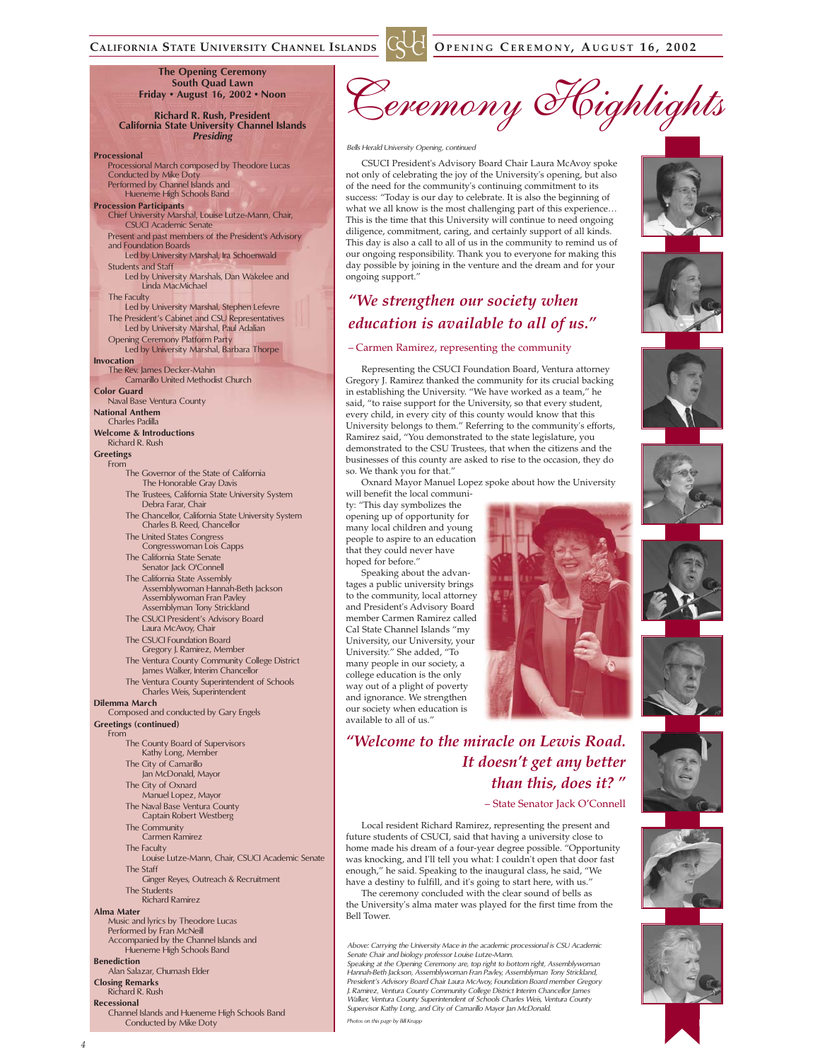## The Opening Ceremony

**South Quad Lawn**
**Friday • August 16, 2002 • Noon**

**Richard R. Rush, President**
**California State University Channel Islands**
***Presiding***

**Processional**
Processional March composed by Theodore Lucas
Conducted by Mike Doty
Performed by Channel Islands and Hueneme High Schools Band

**Procession Participants**
Chief University Marshal, Louise Lutze-Mann, Chair, CSUCI Academic Senate
Present and past members of the President's Advisory and Foundation Boards
Led by University Marshal, Ira Schoenwald
Students and Staff
Led by University Marshals, Dan Wakelee and Linda MacMichael
The Faculty
Led by University Marshal, Stephen Lefevre
The President's Cabinet and CSU Representatives
Led by University Marshal, Paul Adalian
Opening Ceremony Platform Party
Led by University Marshal, Barbara Thorpe

**Invocation**
The Rev. James Decker-Mahin
Camarillo United Methodist Church

**Color Guard**
Naval Base Ventura County

**National Anthem**
Charles Padilla

**Welcome & Introductions**
Richard R. Rush

**Greetings**
From
The Governor of the State of California
The Honorable Gray Davis
The Trustees, California State University System
Debra Farar, Chair
The Chancellor, California State University System
Charles B. Reed, Chancellor
The United States Congress
Congresswoman Lois Capps
The California State Senate
Senator Jack O'Connell
The California State Assembly
Assemblywoman Hannah-Beth Jackson
Assemblywoman Fran Pavley
Assemblyman Tony Strickland
The CSUCI President's Advisory Board
Laura McAvoy, Chair
The CSUCI Foundation Board
Gregory J. Ramirez, Member
The Ventura County Community College District
James Walker, Interim Chancellor
The Ventura County Superintendent of Schools
Charles Weis, Superintendent

**Dilemma March**
Composed and conducted by Gary Engels

**Greetings (continued)**
From
The County Board of Supervisors
Kathy Long, Member
The City of Camarillo
Jan McDonald, Mayor
The City of Oxnard
Manuel Lopez, Mayor
The Naval Base Ventura County
Captain Robert Westberg
The Community
Carmen Ramirez
The Faculty
Louise Lutze-Mann, Chair, CSUCI Academic Senate
The Staff
Ginger Reyes, Outreach & Recruitment
The Students
Richard Ramirez

**Alma Mater**
Music and lyrics by Theodore Lucas
Performed by Fran McNeill
Accompanied by the Channel Islands and Hueneme High Schools Band

**Benediction**
Alan Salazar, Chumash Elder

**Closing Remarks**
Richard R. Rush

**Recessional**
Channel Islands and Hueneme High Schools Band
Conducted by Mike Doty

# Ceremony Highlights

*Bells Herald University Opening, continued*

CSUCI President's Advisory Board Chair Laura McAvoy spoke not only of celebrating the joy of the University's opening, but also of the need for the community's continuing commitment to its success: "Today is our day to celebrate. It is also the beginning of what we all know is the most challenging part of this experience… This is the time that this University will continue to need ongoing diligence, commitment, caring, and certainly support of all kinds. This day is also a call to all of us in the community to remind us of our ongoing responsibility. Thank you to everyone for making this day possible by joining in the venture and the dream and for your ongoing support."

> ***"We strengthen our society when education is available to all of us."***
>
> – Carmen Ramirez, representing the community

Representing the CSUCI Foundation Board, Ventura attorney Gregory J. Ramirez thanked the community for its crucial backing in establishing the University. "We have worked as a team," he said, "to raise support for the University, so that every student, every child, in every city of this county would know that this University belongs to them." Referring to the community's efforts, Ramirez said, "You demonstrated to the state legislature, you demonstrated to the CSU Trustees, that when the citizens and the businesses of this county are asked to rise to the occasion, they do so. We thank you for that."

Oxnard Mayor Manuel Lopez spoke about how the University will benefit the local community: "This day symbolizes the opening up of opportunity for many local children and young people to aspire to an education that they could never have hoped for before."

Speaking about the advantages a public university brings to the community, local attorney and President's Advisory Board member Carmen Ramirez called Cal State Channel Islands "my University, our University, your University." She added, "To many people in our society, a college education is the only way out of a plight of poverty and ignorance. We strengthen our society when education is available to all of us."

> ***"Welcome to the miracle on Lewis Road. It doesn't get any better than this, does it?"***
>
> – State Senator Jack O'Connell

Local resident Richard Ramirez, representing the present and future students of CSUCI, said that having a university close to home made his dream of a four-year degree possible. "Opportunity was knocking, and I'll tell you what: I couldn't open that door fast enough," he said. Speaking to the inaugural class, he said, "We have a destiny to fulfill, and it's going to start here, with us."

The ceremony concluded with the clear sound of bells as the University's alma mater was played for the first time from the Bell Tower.

*Above: Carrying the University Mace in the academic processional is CSU Academic Senate Chair and biology professor Louise Lutze-Mann.*
*Speaking at the Opening Ceremony are, top right to bottom right, Assemblywoman Hannah-Beth Jackson, Assemblywoman Fran Pavley, Assemblyman Tony Strickland, President's Advisory Board Chair Laura McAvoy, Foundation Board member Gregory J. Ramirez, Ventura County Community College District Interim Chancellor James Walker, Ventura County Superintendent of Schools Charles Weis, Ventura County Supervisor Kathy Long, and City of Camarillo Mayor Jan McDonald.*

*Photos on this page by Bill Knapp*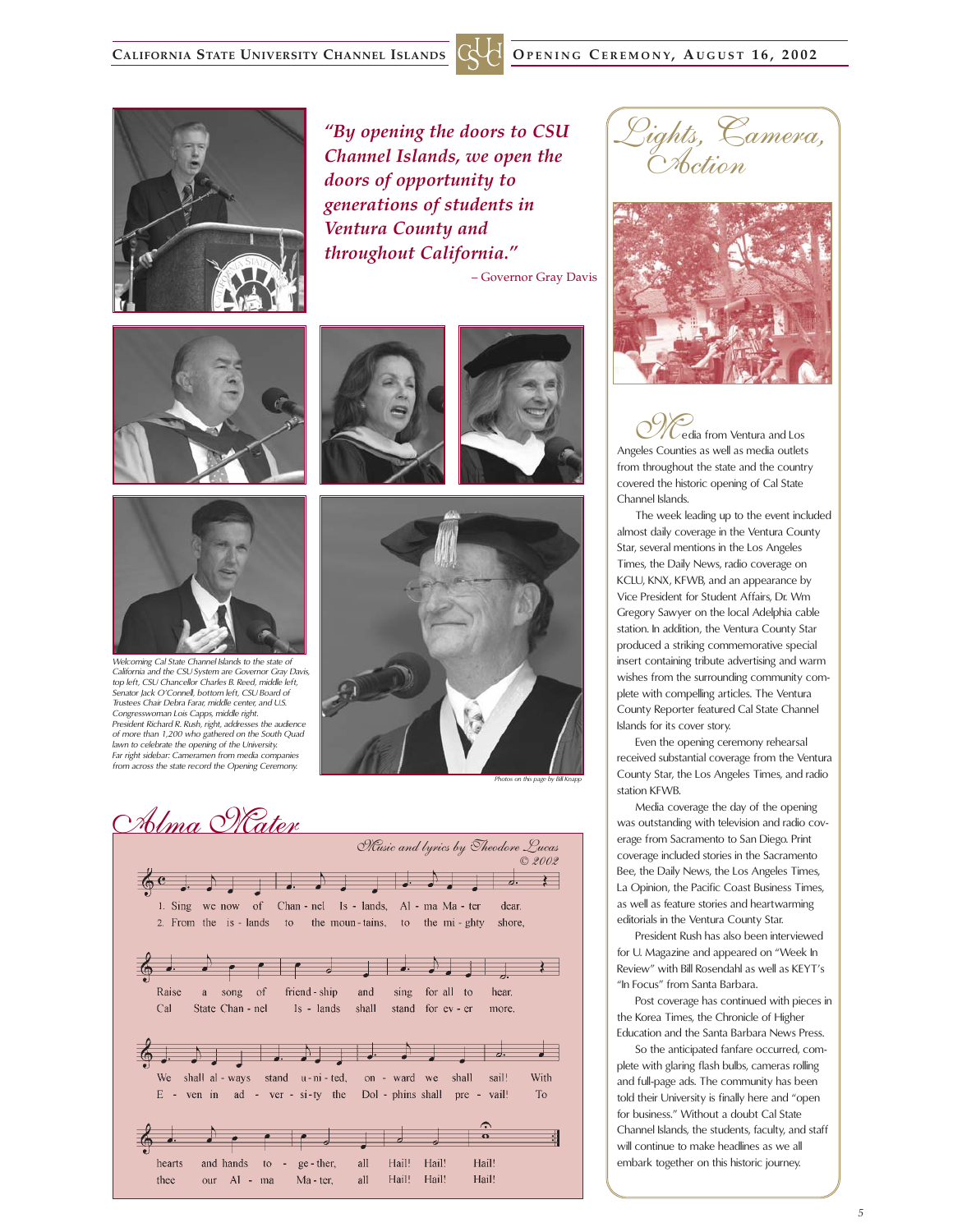*"By opening the doors to CSU Channel Islands, we open the doors of opportunity to generations of students in Ventura County and throughout California."*

– Governor Gray Davis

*Welcoming Cal State Channel Islands to the state of California and the CSU System are Governor Gray Davis, top left, CSU Chancellor Charles B. Reed, middle left, Senator Jack O'Connell, bottom left, CSU Board of Trustees Chair Debra Farar, middle center, and U.S. Congresswoman Lois Capps, middle right.*
*President Richard R. Rush, right, addresses the audience of more than 1,200 who gathered on the South Quad lawn to celebrate the opening of the University.*
*Far right sidebar: Cameramen from media companies from across the state record the Opening Ceremony.*

*Photos on this page by Bill Knapp*

## Alma Mater

*Music and lyrics by Theodore Lucas*
*© 2002*

1. Sing we now of Channel Islands, Alma Mater dear.
Raise a song of friendship and sing for all to hear.
We shall always stand united, onward we shall sail!
With hearts and hands together, all Hail! Hail! Hail!

2. From the islands to the mountains, to the mighty shore,
Cal State Channel Islands shall stand for ever more.
Even in adversity the Dolphins shall prevail!
To thee our Alma Mater, all Hail! Hail! Hail!

## Lights, Camera, Action

Media from Ventura and Los Angeles Counties as well as media outlets from throughout the state and the country covered the historic opening of Cal State Channel Islands.

The week leading up to the event included almost daily coverage in the Ventura County Star, several mentions in the Los Angeles Times, the Daily News, radio coverage on KCLU, KNX, KFWB, and an appearance by Vice President for Student Affairs, Dr. Wm Gregory Sawyer on the local Adelphia cable station. In addition, the Ventura County Star produced a striking commemorative special insert containing tribute advertising and warm wishes from the surrounding community complete with compelling articles. The Ventura County Reporter featured Cal State Channel Islands for its cover story.

Even the opening ceremony rehearsal received substantial coverage from the Ventura County Star, the Los Angeles Times, and radio station KFWB.

Media coverage the day of the opening was outstanding with television and radio coverage from Sacramento to San Diego. Print coverage included stories in the Sacramento Bee, the Daily News, the Los Angeles Times, La Opinion, the Pacific Coast Business Times, as well as feature stories and heartwarming editorials in the Ventura County Star.

President Rush has also been interviewed for U. Magazine and appeared on "Week In Review" with Bill Rosendahl as well as KEYT's "In Focus" from Santa Barbara.

Post coverage has continued with pieces in the Korea Times, the Chronicle of Higher Education and the Santa Barbara News Press.

So the anticipated fanfare occurred, complete with glaring flash bulbs, cameras rolling and full-page ads. The community has been told their University is finally here and "open for business." Without a doubt Cal State Channel Islands, the students, faculty, and staff will continue to make headlines as we all embark together on this historic journey.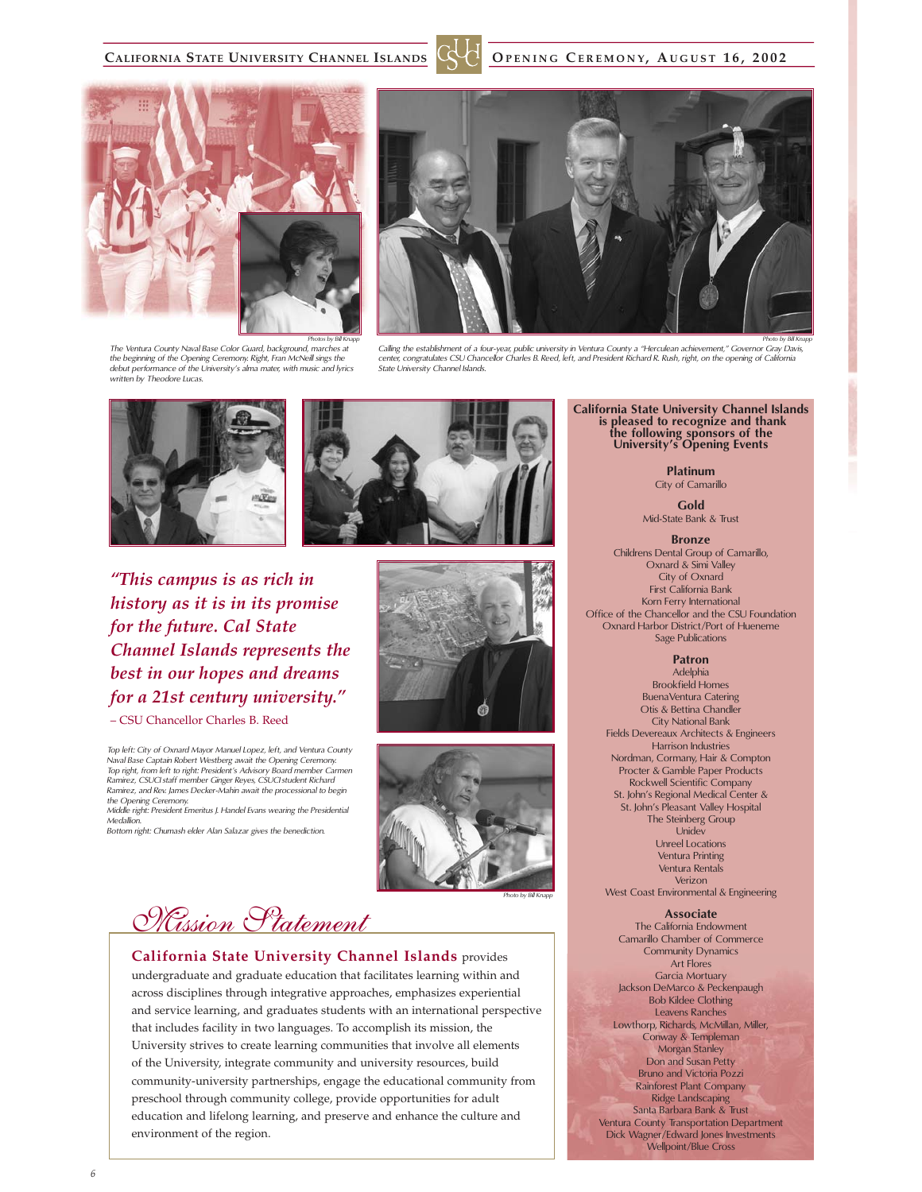Photos by Bill Knapp

The Ventura County Naval Base Color Guard, background, marches at the beginning of the Opening Ceremony. Right, Fran McNeill sings the debut performance of the University's alma mater, with music and lyrics written by Theodore Lucas.

Photo by Bill Knapp

Calling the establishment of a four-year, public university in Ventura County a "Herculean achievement," Governor Gray Davis, center, congratulates CSU Chancellor Charles B. Reed, left, and President Richard R. Rush, right, on the opening of California State University Channel Islands.

*"This campus is as rich in history as it is in its promise for the future. Cal State Channel Islands represents the best in our hopes and dreams for a 21st century university."*

– CSU Chancellor Charles B. Reed

Top left: City of Oxnard Mayor Manuel Lopez, left, and Ventura County Naval Base Captain Robert Westberg await the Opening Ceremony.
Top right, from left to right: President's Advisory Board member Carmen Ramirez, CSUCI staff member Ginger Reyes, CSUCI student Richard Ramirez, and Rev. James Decker-Mahin await the processional to begin the Opening Ceremony.
Middle right: President Emeritus J. Handel Evans wearing the Presidential Medallion.
Bottom right: Chumash elder Alan Salazar gives the benediction.

Photo by Bill Knapp

## Mission Statement

**California State University Channel Islands** provides undergraduate and graduate education that facilitates learning within and across disciplines through integrative approaches, emphasizes experiential and service learning, and graduates students with an international perspective that includes facility in two languages. To accomplish its mission, the University strives to create learning communities that involve all elements of the University, integrate community and university resources, build community-university partnerships, engage the educational community from preschool through community college, provide opportunities for adult education and lifelong learning, and preserve and enhance the culture and environment of the region.

**California State University Channel Islands is pleased to recognize and thank the following sponsors of the University's Opening Events**

**Platinum**
City of Camarillo

**Gold**
Mid-State Bank & Trust

**Bronze**
Childrens Dental Group of Camarillo, Oxnard & Simi Valley
City of Oxnard
First California Bank
Korn Ferry International
Office of the Chancellor and the CSU Foundation
Oxnard Harbor District/Port of Hueneme
Sage Publications

**Patron**
Adelphia
Brookfield Homes
BuenaVentura Catering
Otis & Bettina Chandler
City National Bank
Fields Devereaux Architects & Engineers
Harrison Industries
Nordman, Cormany, Hair & Compton
Procter & Gamble Paper Products
Rockwell Scientific Company
St. John's Regional Medical Center & St. John's Pleasant Valley Hospital
The Steinberg Group
Unidev
Unreel Locations
Ventura Printing
Ventura Rentals
Verizon
West Coast Environmental & Engineering

**Associate**
The California Endowment
Camarillo Chamber of Commerce
Community Dynamics
Art Flores
Garcia Mortuary
Jackson DeMarco & Peckenpaugh
Bob Kildee Clothing
Leavens Ranches
Lowthorp, Richards, McMillan, Miller, Conway & Templeman
Morgan Stanley
Don and Susan Petty
Bruno and Victoria Pozzi
Rainforest Plant Company
Ridge Landscaping
Santa Barbara Bank & Trust
Ventura County Transportation Department
Dick Wagner/Edward Jones Investments
Wellpoint/Blue Cross